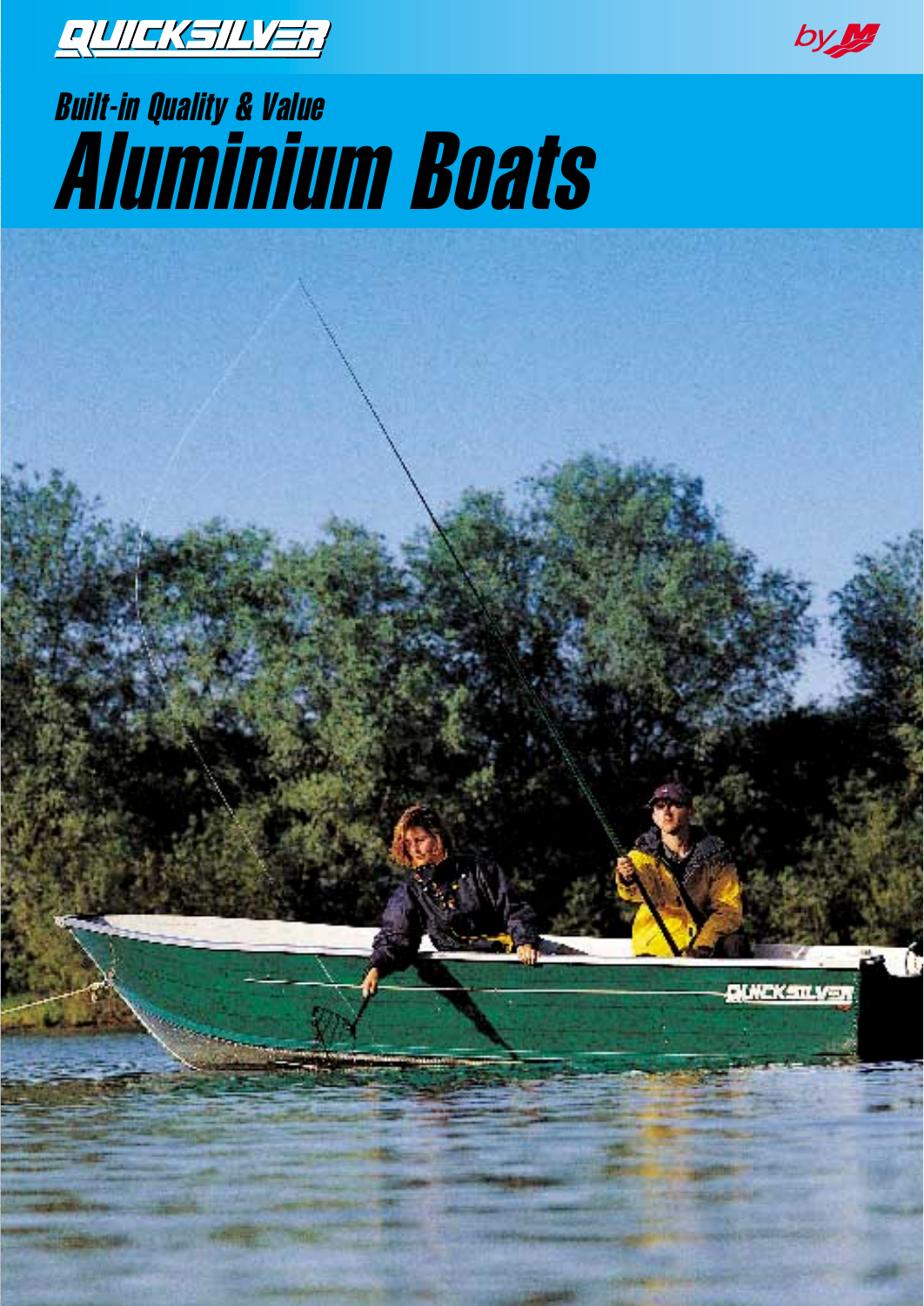QUICKSILVER

by M

*Built-in Quality & Value*

# *Aluminium Boats*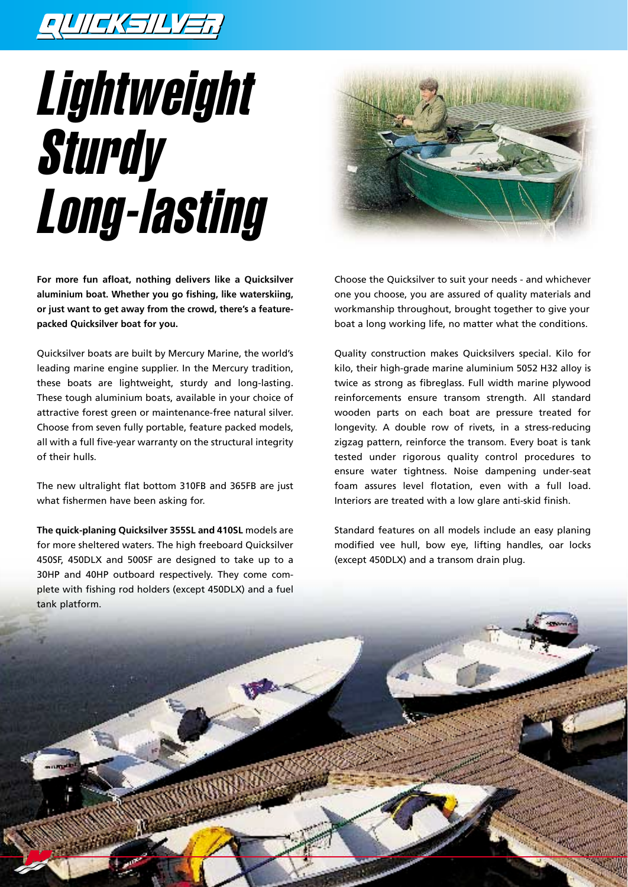# *Lightweight Sturdy Long-lasting*

**For more fun afloat, nothing delivers like a Quicksilver aluminium boat. Whether you go fishing, like waterskiing, or just want to get away from the crowd, there's a feature-packed Quicksilver boat for you.**

Quicksilver boats are built by Mercury Marine, the world's leading marine engine supplier. In the Mercury tradition, these boats are lightweight, sturdy and long-lasting. These tough aluminium boats, available in your choice of attractive forest green or maintenance-free natural silver. Choose from seven fully portable, feature packed models, all with a full five-year warranty on the structural integrity of their hulls.

The new ultralight flat bottom 310FB and 365FB are just what fishermen have been asking for.

**The quick-planing Quicksilver 355SL and 410SL** models are for more sheltered waters. The high freeboard Quicksilver 450SF, 450DLX and 500SF are designed to take up to a 30HP and 40HP outboard respectively. They come complete with fishing rod holders (except 450DLX) and a fuel tank platform.

Choose the Quicksilver to suit your needs - and whichever one you choose, you are assured of quality materials and workmanship throughout, brought together to give your boat a long working life, no matter what the conditions.

Quality construction makes Quicksilvers special. Kilo for kilo, their high-grade marine aluminium 5052 H32 alloy is twice as strong as fibreglass. Full width marine plywood reinforcements ensure transom strength. All standard wooden parts on each boat are pressure treated for longevity. A double row of rivets, in a stress-reducing zigzag pattern, reinforce the transom. Every boat is tank tested under rigorous quality control procedures to ensure water tightness. Noise dampening under-seat foam assures level flotation, even with a full load. Interiors are treated with a low glare anti-skid finish.

Standard features on all models include an easy planing modified vee hull, bow eye, lifting handles, oar locks (except 450DLX) and a transom drain plug.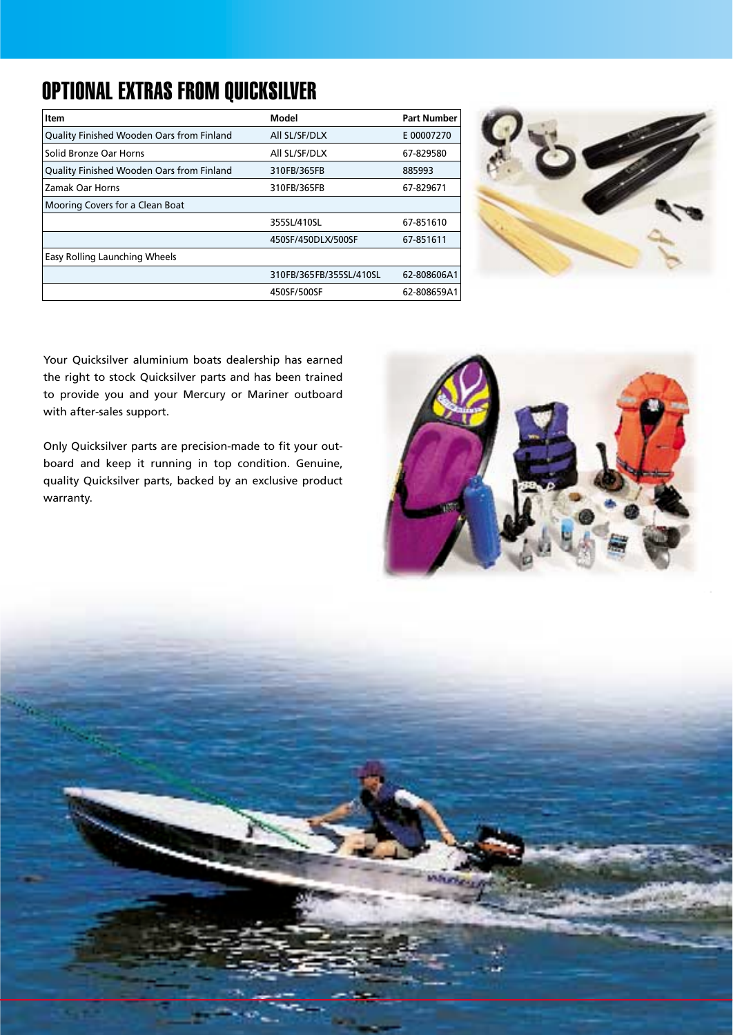# OPTIONAL EXTRAS FROM QUICKSILVER

| Item | Model | Part Number |
|---|---|---|
| Quality Finished Wooden Oars from Finland | All SL/SF/DLX | E 00007270 |
| Solid Bronze Oar Horns | All SL/SF/DLX | 67-829580 |
| Quality Finished Wooden Oars from Finland | 310FB/365FB | 885993 |
| Zamak Oar Horns | 310FB/365FB | 67-829671 |
| Mooring Covers for a Clean Boat | | |
| | 355SL/410SL | 67-851610 |
| | 450SF/450DLX/500SF | 67-851611 |
| Easy Rolling Launching Wheels | | |
| | 310FB/365FB/355SL/410SL | 62-808606A1 |
| | 450SF/500SF | 62-808659A1 |

Your Quicksilver aluminium boats dealership has earned the right to stock Quicksilver parts and has been trained to provide you and your Mercury or Mariner outboard with after-sales support.

Only Quicksilver parts are precision-made to fit your outboard and keep it running in top condition. Genuine, quality Quicksilver parts, backed by an exclusive product warranty.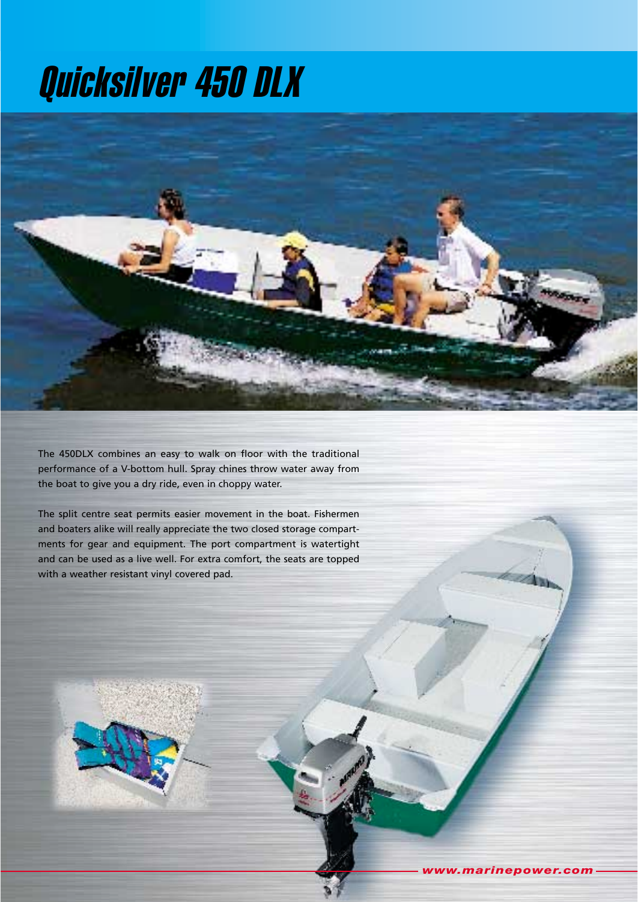# Quicksilver 450 DLX

The 450DLX combines an easy to walk on floor with the traditional performance of a V-bottom hull. Spray chines throw water away from the boat to give you a dry ride, even in choppy water.

The split centre seat permits easier movement in the boat. Fishermen and boaters alike will really appreciate the two closed storage compartments for gear and equipment. The port compartment is watertight and can be used as a live well. For extra comfort, the seats are topped with a weather resistant vinyl covered pad.

www.marinepower.com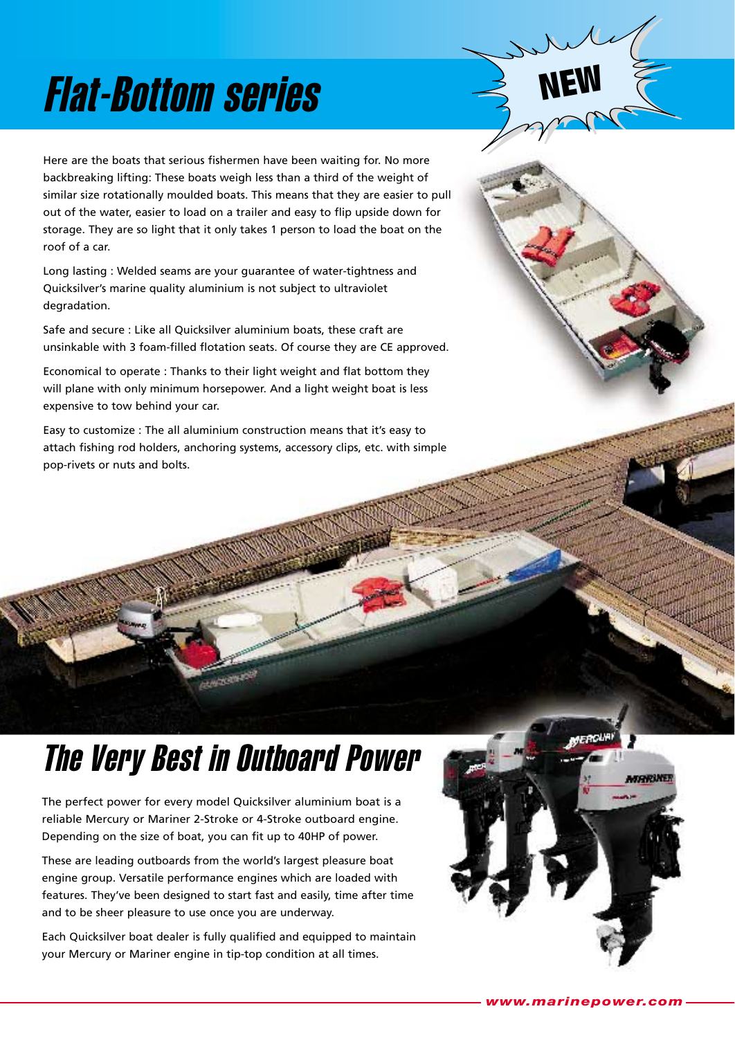# Flat-Bottom series

NEW

Here are the boats that serious fishermen have been waiting for. No more backbreaking lifting: These boats weigh less than a third of the weight of similar size rotationally moulded boats. This means that they are easier to pull out of the water, easier to load on a trailer and easy to flip upside down for storage. They are so light that it only takes 1 person to load the boat on the roof of a car.

Long lasting : Welded seams are your guarantee of water-tightness and Quicksilver's marine quality aluminium is not subject to ultraviolet degradation.

Safe and secure : Like all Quicksilver aluminium boats, these craft are unsinkable with 3 foam-filled flotation seats. Of course they are CE approved.

Economical to operate : Thanks to their light weight and flat bottom they will plane with only minimum horsepower. And a light weight boat is less expensive to tow behind your car.

Easy to customize : The all aluminium construction means that it's easy to attach fishing rod holders, anchoring systems, accessory clips, etc. with simple pop-rivets or nuts and bolts.

# The Very Best in Outboard Power

The perfect power for every model Quicksilver aluminium boat is a reliable Mercury or Mariner 2-Stroke or 4-Stroke outboard engine. Depending on the size of boat, you can fit up to 40HP of power.

These are leading outboards from the world's largest pleasure boat engine group. Versatile performance engines which are loaded with features. They've been designed to start fast and easily, time after time and to be sheer pleasure to use once you are underway.

Each Quicksilver boat dealer is fully qualified and equipped to maintain your Mercury or Mariner engine in tip-top condition at all times.

www.marinepower.com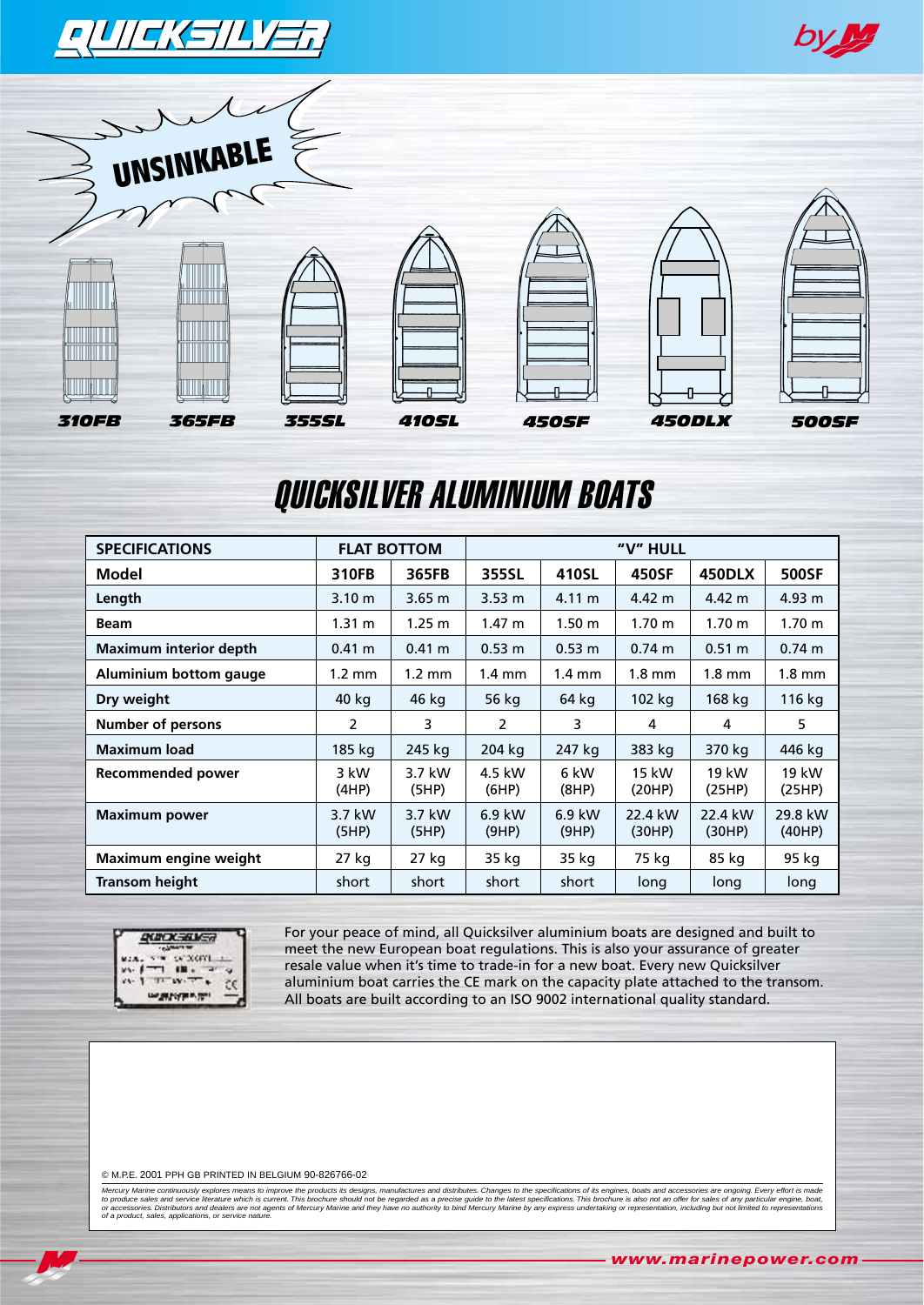QUICKSILVER

by M

UNSINKABLE

310FB 365FB 355SL 410SL 450SF 450DLX 500SF

# QUICKSILVER ALUMINIUM BOATS

| SPECIFICATIONS | FLAT BOTTOM | | "V" HULL | | | | |
|---|---|---|---|---|---|---|---|
| **Model** | **310FB** | **365FB** | **355SL** | **410SL** | **450SF** | **450DLX** | **500SF** |
| **Length** | 3.10 m | 3.65 m | 3.53 m | 4.11 m | 4.42 m | 4.42 m | 4.93 m |
| **Beam** | 1.31 m | 1.25 m | 1.47 m | 1.50 m | 1.70 m | 1.70 m | 1.70 m |
| **Maximum interior depth** | 0.41 m | 0.41 m | 0.53 m | 0.53 m | 0.74 m | 0.51 m | 0.74 m |
| **Aluminium bottom gauge** | 1.2 mm | 1.2 mm | 1.4 mm | 1.4 mm | 1.8 mm | 1.8 mm | 1.8 mm |
| **Dry weight** | 40 kg | 46 kg | 56 kg | 64 kg | 102 kg | 168 kg | 116 kg |
| **Number of persons** | 2 | 3 | 2 | 3 | 4 | 4 | 5 |
| **Maximum load** | 185 kg | 245 kg | 204 kg | 247 kg | 383 kg | 370 kg | 446 kg |
| **Recommended power** | 3 kW (4HP) | 3.7 kW (5HP) | 4.5 kW (6HP) | 6 kW (8HP) | 15 kW (20HP) | 19 kW (25HP) | 19 kW (25HP) |
| **Maximum power** | 3.7 kW (5HP) | 3.7 kW (5HP) | 6.9 kW (9HP) | 6.9 kW (9HP) | 22.4 kW (30HP) | 22.4 kW (30HP) | 29.8 kW (40HP) |
| **Maximum engine weight** | 27 kg | 27 kg | 35 kg | 35 kg | 75 kg | 85 kg | 95 kg |
| **Transom height** | short | short | short | short | long | long | long |

For your peace of mind, all Quicksilver aluminium boats are designed and built to meet the new European boat regulations. This is also your assurance of greater resale value when it's time to trade-in for a new boat. Every new Quicksilver aluminium boat carries the CE mark on the capacity plate attached to the transom. All boats are built according to an ISO 9002 international quality standard.

© M.P.E. 2001 PPH GB PRINTED IN BELGIUM 90-826766-02

*Mercury Marine continuously explores means to improve the products its designs, manufactures and distributes. Changes to the specifications of its engines, boats and accessories are ongoing. Every effort is made to produce sales and service literature which is current. This brochure should not be regarded as a precise guide to the latest specifications. This brochure is also not an offer for sales of any particular engine, boat, or accessories. Distributors and dealers are not agents of Mercury Marine and they have no authority to bind Mercury Marine by any express undertaking or representation, including but not limited to representations of a product, sales, applications, or service nature.*

www.marinepower.com